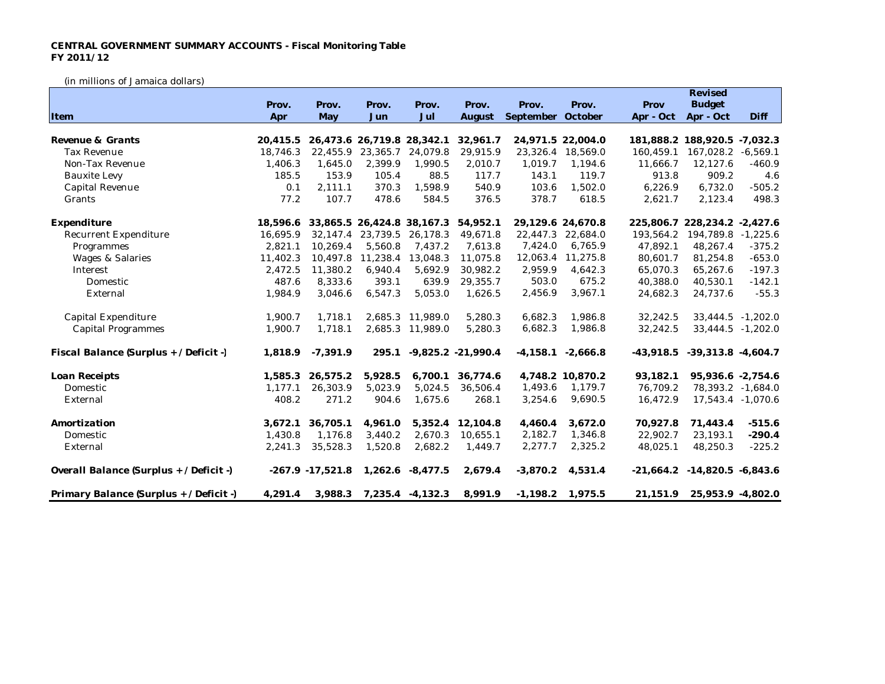**CENTRAL GOVERNMENT SUMMARY ACCOUNTS - Fiscal Monitoring Table**
**FY 2011/12**

(in millions of Jamaica dollars)

| Item | Prov. Apr | Prov. May | Prov. Jun | Prov. Jul | Prov. August | Prov. September | Prov. October | Prov Apr - Oct | Revised Budget Apr - Oct | Diff |
|---|---|---|---|---|---|---|---|---|---|---|
| **Revenue & Grants** | **20,415.5** | **26,473.6** | **26,719.8** | **28,342.1** | **32,961.7** | **24,971.5** | **22,004.0** | **181,888.2** | **188,920.5** | **-7,032.3** |
| Tax Revenue | 18,746.3 | 22,455.9 | 23,365.7 | 24,079.8 | 29,915.9 | 23,326.4 | 18,569.0 | 160,459.1 | 167,028.2 | -6,569.1 |
| Non-Tax Revenue | 1,406.3 | 1,645.0 | 2,399.9 | 1,990.5 | 2,010.7 | 1,019.7 | 1,194.6 | 11,666.7 | 12,127.6 | -460.9 |
| Bauxite Levy | 185.5 | 153.9 | 105.4 | 88.5 | 117.7 | 143.1 | 119.7 | 913.8 | 909.2 | 4.6 |
| Capital Revenue | 0.1 | 2,111.1 | 370.3 | 1,598.9 | 540.9 | 103.6 | 1,502.0 | 6,226.9 | 6,732.0 | -505.2 |
| Grants | 77.2 | 107.7 | 478.6 | 584.5 | 376.5 | 378.7 | 618.5 | 2,621.7 | 2,123.4 | 498.3 |
| **Expenditure** | **18,596.6** | **33,865.5** | **26,424.8** | **38,167.3** | **54,952.1** | **29,129.6** | **24,670.8** | **225,806.7** | **228,234.2** | **-2,427.6** |
| Recurrent Expenditure | 16,695.9 | 32,147.4 | 23,739.5 | 26,178.3 | 49,671.8 | 22,447.3 | 22,684.0 | 193,564.2 | 194,789.8 | -1,225.6 |
| Programmes | 2,821.1 | 10,269.4 | 5,560.8 | 7,437.2 | 7,613.8 | 7,424.0 | 6,765.9 | 47,892.1 | 48,267.4 | -375.2 |
| Wages & Salaries | 11,402.3 | 10,497.8 | 11,238.4 | 13,048.3 | 11,075.8 | 12,063.4 | 11,275.8 | 80,601.7 | 81,254.8 | -653.0 |
| Interest | 2,472.5 | 11,380.2 | 6,940.4 | 5,692.9 | 30,982.2 | 2,959.9 | 4,642.3 | 65,070.3 | 65,267.6 | -197.3 |
| Domestic | 487.6 | 8,333.6 | 393.1 | 639.9 | 29,355.7 | 503.0 | 675.2 | 40,388.0 | 40,530.1 | -142.1 |
| External | 1,984.9 | 3,046.6 | 6,547.3 | 5,053.0 | 1,626.5 | 2,456.9 | 3,967.1 | 24,682.3 | 24,737.6 | -55.3 |
| Capital Expenditure | 1,900.7 | 1,718.1 | 2,685.3 | 11,989.0 | 5,280.3 | 6,682.3 | 1,986.8 | 32,242.5 | 33,444.5 | -1,202.0 |
| Capital Programmes | 1,900.7 | 1,718.1 | 2,685.3 | 11,989.0 | 5,280.3 | 6,682.3 | 1,986.8 | 32,242.5 | 33,444.5 | -1,202.0 |
| **Fiscal Balance (Surplus + / Deficit -)** | **1,818.9** | **-7,391.9** | **295.1** | **-9,825.2** | **-21,990.4** | **-4,158.1** | **-2,666.8** | **-43,918.5** | **-39,313.8** | **-4,604.7** |
| **Loan Receipts** | **1,585.3** | **26,575.2** | **5,928.5** | **6,700.1** | **36,774.6** | **4,748.2** | **10,870.2** | **93,182.1** | **95,936.6** | **-2,754.6** |
| Domestic | 1,177.1 | 26,303.9 | 5,023.9 | 5,024.5 | 36,506.4 | 1,493.6 | 1,179.7 | 76,709.2 | 78,393.2 | -1,684.0 |
| External | 408.2 | 271.2 | 904.6 | 1,675.6 | 268.1 | 3,254.6 | 9,690.5 | 16,472.9 | 17,543.4 | -1,070.6 |
| **Amortization** | **3,672.1** | **36,705.1** | **4,961.0** | **5,352.4** | **12,104.8** | **4,460.4** | **3,672.0** | **70,927.8** | **71,443.4** | **-515.6** |
| Domestic | 1,430.8 | 1,176.8 | 3,440.2 | 2,670.3 | 10,655.1 | 2,182.7 | 1,346.8 | 22,902.7 | 23,193.1 | **-290.4** |
| External | 2,241.3 | 35,528.3 | 1,520.8 | 2,682.2 | 1,449.7 | 2,277.7 | 2,325.2 | 48,025.1 | 48,250.3 | -225.2 |
| **Overall Balance (Surplus + / Deficit -)** | **-267.9** | **-17,521.8** | **1,262.6** | **-8,477.5** | **2,679.4** | **-3,870.2** | **4,531.4** | **-21,664.2** | **-14,820.5** | **-6,843.6** |
| **Primary Balance (Surplus + / Deficit -)** | **4,291.4** | **3,988.3** | **7,235.4** | **-4,132.3** | **8,991.9** | **-1,198.2** | **1,975.5** | **21,151.9** | **25,953.9** | **-4,802.0** |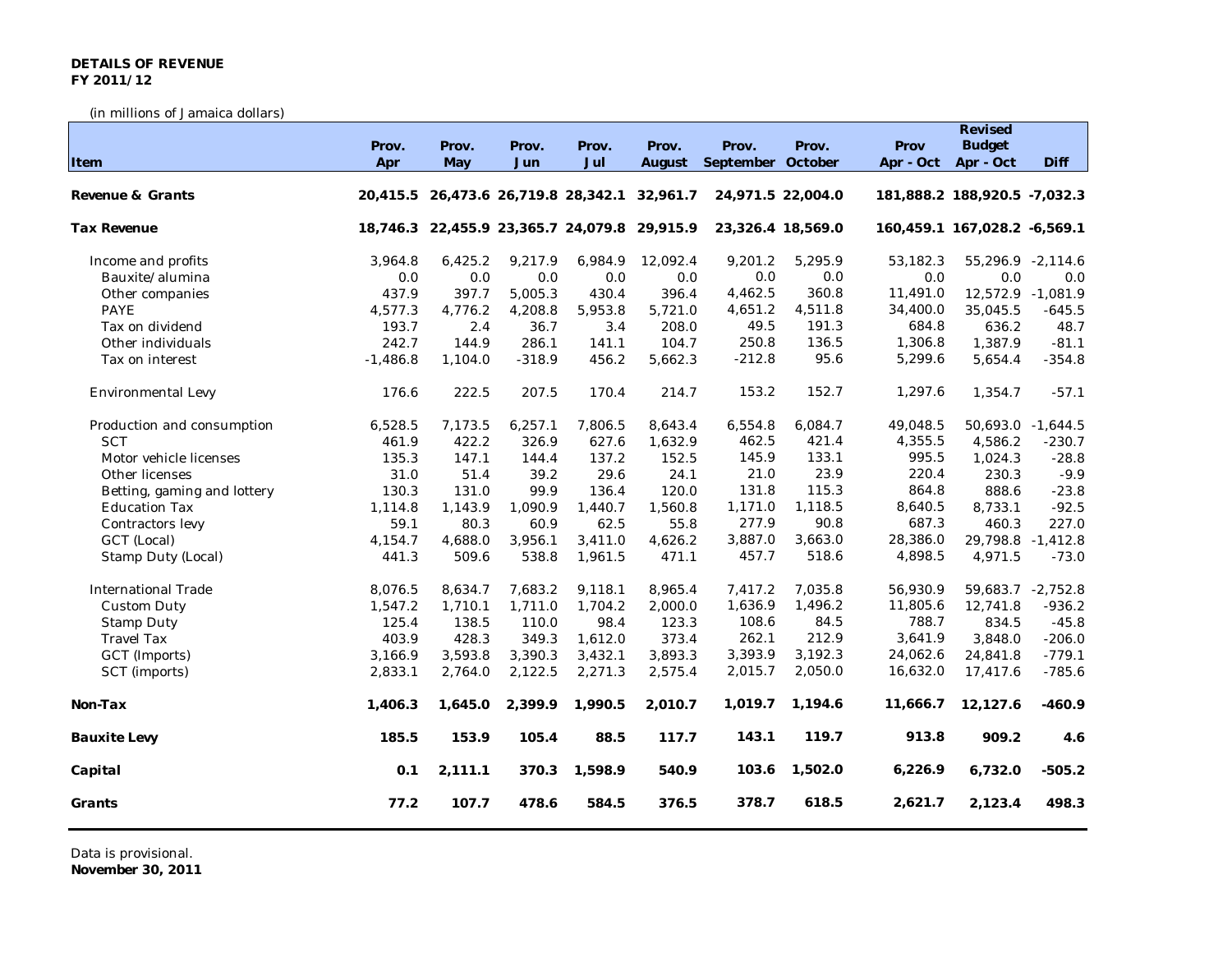**DETAILS OF REVENUE**
**FY 2011/12**

(in millions of Jamaica dollars)

| Item | Prov. Apr | Prov. May | Prov. Jun | Prov. Jul | Prov. August | Prov. September | Prov. October | Prov Apr - Oct | Revised Budget Apr - Oct | Diff |
|---|---|---|---|---|---|---|---|---|---|---|
| **Revenue & Grants** | **20,415.5** | **26,473.6** | **26,719.8** | **28,342.1** | **32,961.7** | **24,971.5** | **22,004.0** | **181,888.2** | **188,920.5** | **-7,032.3** |
| **Tax Revenue** | **18,746.3** | **22,455.9** | **23,365.7** | **24,079.8** | **29,915.9** | **23,326.4** | **18,569.0** | **160,459.1** | **167,028.2** | **-6,569.1** |
| Income and profits | 3,964.8 | 6,425.2 | 9,217.9 | 6,984.9 | 12,092.4 | 9,201.2 | 5,295.9 | 53,182.3 | 55,296.9 | -2,114.6 |
| Bauxite/alumina | 0.0 | 0.0 | 0.0 | 0.0 | 0.0 | 0.0 | 0.0 | 0.0 | 0.0 | 0.0 |
| Other companies | 437.9 | 397.7 | 5,005.3 | 430.4 | 396.4 | 4,462.5 | 360.8 | 11,491.0 | 12,572.9 | -1,081.9 |
| PAYE | 4,577.3 | 4,776.2 | 4,208.8 | 5,953.8 | 5,721.0 | 4,651.2 | 4,511.8 | 34,400.0 | 35,045.5 | -645.5 |
| Tax on dividend | 193.7 | 2.4 | 36.7 | 3.4 | 208.0 | 49.5 | 191.3 | 684.8 | 636.2 | 48.7 |
| Other individuals | 242.7 | 144.9 | 286.1 | 141.1 | 104.7 | 250.8 | 136.5 | 1,306.8 | 1,387.9 | -81.1 |
| Tax on interest | -1,486.8 | 1,104.0 | -318.9 | 456.2 | 5,662.3 | -212.8 | 95.6 | 5,299.6 | 5,654.4 | -354.8 |
| Environmental Levy | 176.6 | 222.5 | 207.5 | 170.4 | 214.7 | 153.2 | 152.7 | 1,297.6 | 1,354.7 | -57.1 |
| Production and consumption | 6,528.5 | 7,173.5 | 6,257.1 | 7,806.5 | 8,643.4 | 6,554.8 | 6,084.7 | 49,048.5 | 50,693.0 | -1,644.5 |
| SCT | 461.9 | 422.2 | 326.9 | 627.6 | 1,632.9 | 462.5 | 421.4 | 4,355.5 | 4,586.2 | -230.7 |
| Motor vehicle licenses | 135.3 | 147.1 | 144.4 | 137.2 | 152.5 | 145.9 | 133.1 | 995.5 | 1,024.3 | -28.8 |
| Other licenses | 31.0 | 51.4 | 39.2 | 29.6 | 24.1 | 21.0 | 23.9 | 220.4 | 230.3 | -9.9 |
| Betting, gaming and lottery | 130.3 | 131.0 | 99.9 | 136.4 | 120.0 | 131.8 | 115.3 | 864.8 | 888.6 | -23.8 |
| Education Tax | 1,114.8 | 1,143.9 | 1,090.9 | 1,440.7 | 1,560.8 | 1,171.0 | 1,118.5 | 8,640.5 | 8,733.1 | -92.5 |
| Contractors levy | 59.1 | 80.3 | 60.9 | 62.5 | 55.8 | 277.9 | 90.8 | 687.3 | 460.3 | 227.0 |
| GCT (Local) | 4,154.7 | 4,688.0 | 3,956.1 | 3,411.0 | 4,626.2 | 3,887.0 | 3,663.0 | 28,386.0 | 29,798.8 | -1,412.8 |
| Stamp Duty (Local) | 441.3 | 509.6 | 538.8 | 1,961.5 | 471.1 | 457.7 | 518.6 | 4,898.5 | 4,971.5 | -73.0 |
| International Trade | 8,076.5 | 8,634.7 | 7,683.2 | 9,118.1 | 8,965.4 | 7,417.2 | 7,035.8 | 56,930.9 | 59,683.7 | -2,752.8 |
| Custom Duty | 1,547.2 | 1,710.1 | 1,711.0 | 1,704.2 | 2,000.0 | 1,636.9 | 1,496.2 | 11,805.6 | 12,741.8 | -936.2 |
| Stamp Duty | 125.4 | 138.5 | 110.0 | 98.4 | 123.3 | 108.6 | 84.5 | 788.7 | 834.5 | -45.8 |
| Travel Tax | 403.9 | 428.3 | 349.3 | 1,612.0 | 373.4 | 262.1 | 212.9 | 3,641.9 | 3,848.0 | -206.0 |
| GCT (Imports) | 3,166.9 | 3,593.8 | 3,390.3 | 3,432.1 | 3,893.3 | 3,393.9 | 3,192.3 | 24,062.6 | 24,841.8 | -779.1 |
| SCT (imports) | 2,833.1 | 2,764.0 | 2,122.5 | 2,271.3 | 2,575.4 | 2,015.7 | 2,050.0 | 16,632.0 | 17,417.6 | -785.6 |
| **Non-Tax** | **1,406.3** | **1,645.0** | **2,399.9** | **1,990.5** | **2,010.7** | **1,019.7** | **1,194.6** | **11,666.7** | **12,127.6** | **-460.9** |
| **Bauxite Levy** | **185.5** | **153.9** | **105.4** | **88.5** | **117.7** | **143.1** | **119.7** | **913.8** | **909.2** | **4.6** |
| **Capital** | **0.1** | **2,111.1** | **370.3** | **1,598.9** | **540.9** | **103.6** | **1,502.0** | **6,226.9** | **6,732.0** | **-505.2** |
| **Grants** | **77.2** | **107.7** | **478.6** | **584.5** | **376.5** | **378.7** | **618.5** | **2,621.7** | **2,123.4** | **498.3** |

Data is provisional.
**November 30, 2011**